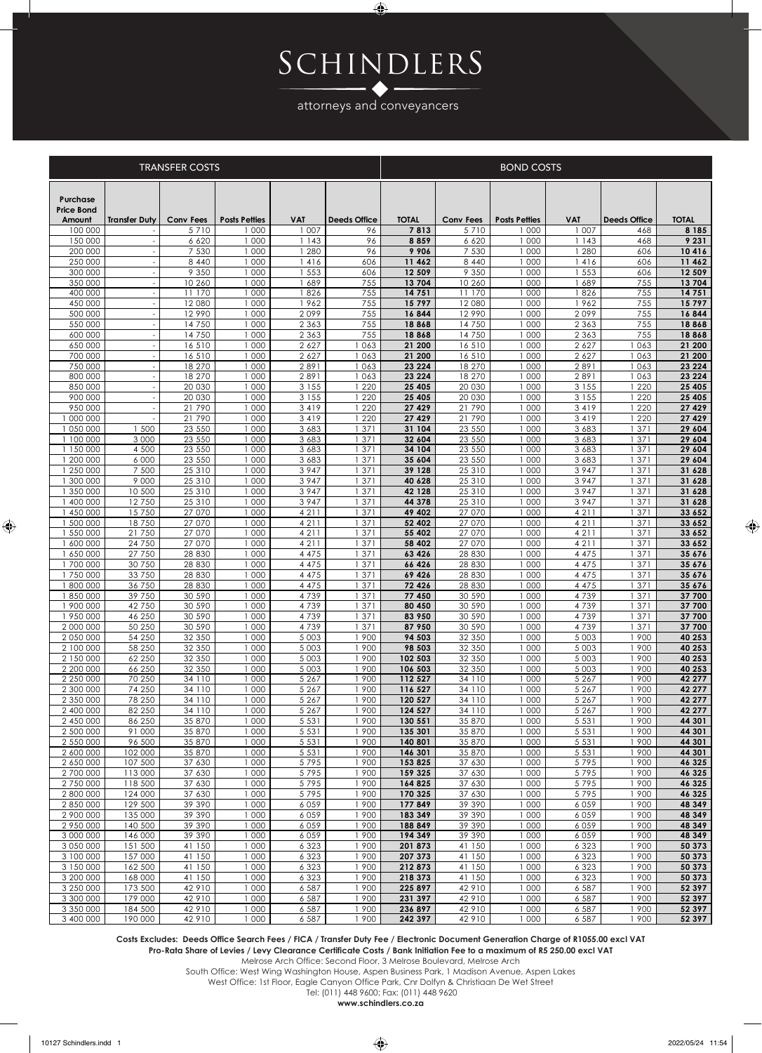# SCHINDLERS

attorneys and conveyancers

| TRANSFER COSTS | | | | | | | BOND COSTS | | | | | |
|---|---|---|---|---|---|---|---|---|---|---|---|---|
| Purchase Price Bond Amount | Transfer Duty | Conv Fees | Posts Petties | VAT | Deeds Office | TOTAL | Conv Fees | Posts Petties | VAT | Deeds Office | TOTAL |
| 100 000 | - | 5 710 | 1 000 | 1 007 | 96 | **7 813** | 5 710 | 1 000 | 1 007 | 468 | **8 185** |
| 150 000 | - | 6 620 | 1 000 | 1 143 | 96 | **8 859** | 6 620 | 1 000 | 1 143 | 468 | **9 231** |
| 200 000 | - | 7 530 | 1 000 | 1 280 | 96 | **9 906** | 7 530 | 1 000 | 1 280 | 606 | **10 416** |
| 250 000 | - | 8 440 | 1 000 | 1 416 | 606 | **11 462** | 8 440 | 1 000 | 1 416 | 606 | **11 462** |
| 300 000 | - | 9 350 | 1 000 | 1 553 | 606 | **12 509** | 9 350 | 1 000 | 1 553 | 606 | **12 509** |
| 350 000 | - | 10 260 | 1 000 | 1 689 | 755 | **13 704** | 10 260 | 1 000 | 1 689 | 755 | **13 704** |
| 400 000 | - | 11 170 | 1 000 | 1 826 | 755 | **14 751** | 11 170 | 1 000 | 1 826 | 755 | **14 751** |
| 450 000 | - | 12 080 | 1 000 | 1 962 | 755 | **15 797** | 12 080 | 1 000 | 1 962 | 755 | **15 797** |
| 500 000 | - | 12 990 | 1 000 | 2 099 | 755 | **16 844** | 12 990 | 1 000 | 2 099 | 755 | **16 844** |
| 550 000 | - | 14 750 | 1 000 | 2 363 | 755 | **18 868** | 14 750 | 1 000 | 2 363 | 755 | **18 868** |
| 600 000 | - | 14 750 | 1 000 | 2 363 | 755 | **18 868** | 14 750 | 1 000 | 2 363 | 755 | **18 868** |
| 650 000 | - | 16 510 | 1 000 | 2 627 | 1 063 | **21 200** | 16 510 | 1 000 | 2 627 | 1 063 | **21 200** |
| 700 000 | - | 16 510 | 1 000 | 2 627 | 1 063 | **21 200** | 16 510 | 1 000 | 2 627 | 1 063 | **21 200** |
| 750 000 | - | 18 270 | 1 000 | 2 891 | 1 063 | **23 224** | 18 270 | 1 000 | 2 891 | 1 063 | **23 224** |
| 800 000 | - | 18 270 | 1 000 | 2 891 | 1 063 | **23 224** | 18 270 | 1 000 | 2 891 | 1 063 | **23 224** |
| 850 000 | - | 20 030 | 1 000 | 3 155 | 1 220 | **25 405** | 20 030 | 1 000 | 3 155 | 1 220 | **25 405** |
| 900 000 | - | 20 030 | 1 000 | 3 155 | 1 220 | **25 405** | 20 030 | 1 000 | 3 155 | 1 220 | **25 405** |
| 950 000 | - | 21 790 | 1 000 | 3 419 | 1 220 | **27 429** | 21 790 | 1 000 | 3 419 | 1 220 | **27 429** |
| 1 000 000 | - | 21 790 | 1 000 | 3 419 | 1 220 | **27 429** | 21 790 | 1 000 | 3 419 | 1 220 | **27 429** |
| 1 050 000 | 1 500 | 23 550 | 1 000 | 3 683 | 1 371 | **31 104** | 23 550 | 1 000 | 3 683 | 1 371 | **29 604** |
| 1 100 000 | 3 000 | 23 550 | 1 000 | 3 683 | 1 371 | **32 604** | 23 550 | 1 000 | 3 683 | 1 371 | **29 604** |
| 1 150 000 | 4 500 | 23 550 | 1 000 | 3 683 | 1 371 | **34 104** | 23 550 | 1 000 | 3 683 | 1 371 | **29 604** |
| 1 200 000 | 6 000 | 23 550 | 1 000 | 3 683 | 1 371 | **35 604** | 23 550 | 1 000 | 3 683 | 1 371 | **29 604** |
| 1 250 000 | 7 500 | 25 310 | 1 000 | 3 947 | 1 371 | **39 128** | 25 310 | 1 000 | 3 947 | 1 371 | **31 628** |
| 1 300 000 | 9 000 | 25 310 | 1 000 | 3 947 | 1 371 | **40 628** | 25 310 | 1 000 | 3 947 | 1 371 | **31 628** |
| 1 350 000 | 10 500 | 25 310 | 1 000 | 3 947 | 1 371 | **42 128** | 25 310 | 1 000 | 3 947 | 1 371 | **31 628** |
| 1 400 000 | 12 750 | 25 310 | 1 000 | 3 947 | 1 371 | **44 378** | 25 310 | 1 000 | 3 947 | 1 371 | **31 628** |
| 1 450 000 | 15 750 | 27 070 | 1 000 | 4 211 | 1 371 | **49 402** | 27 070 | 1 000 | 4 211 | 1 371 | **33 652** |
| 1 500 000 | 18 750 | 27 070 | 1 000 | 4 211 | 1 371 | **52 402** | 27 070 | 1 000 | 4 211 | 1 371 | **33 652** |
| 1 550 000 | 21 750 | 27 070 | 1 000 | 4 211 | 1 371 | **55 402** | 27 070 | 1 000 | 4 211 | 1 371 | **33 652** |
| 1 600 000 | 24 750 | 27 070 | 1 000 | 4 211 | 1 371 | **58 402** | 27 070 | 1 000 | 4 211 | 1 371 | **33 652** |
| 1 650 000 | 27 750 | 28 830 | 1 000 | 4 475 | 1 371 | **63 426** | 28 830 | 1 000 | 4 475 | 1 371 | **35 676** |
| 1 700 000 | 30 750 | 28 830 | 1 000 | 4 475 | 1 371 | **66 426** | 28 830 | 1 000 | 4 475 | 1 371 | **35 676** |
| 1 750 000 | 33 750 | 28 830 | 1 000 | 4 475 | 1 371 | **69 426** | 28 830 | 1 000 | 4 475 | 1 371 | **35 676** |
| 1 800 000 | 36 750 | 28 830 | 1 000 | 4 475 | 1 371 | **72 426** | 28 830 | 1 000 | 4 475 | 1 371 | **35 676** |
| 1 850 000 | 39 750 | 30 590 | 1 000 | 4 739 | 1 371 | **77 450** | 30 590 | 1 000 | 4 739 | 1 371 | **37 700** |
| 1 900 000 | 42 750 | 30 590 | 1 000 | 4 739 | 1 371 | **80 450** | 30 590 | 1 000 | 4 739 | 1 371 | **37 700** |
| 1 950 000 | 46 250 | 30 590 | 1 000 | 4 739 | 1 371 | **83 950** | 30 590 | 1 000 | 4 739 | 1 371 | **37 700** |
| 2 000 000 | 50 250 | 30 590 | 1 000 | 4 739 | 1 371 | **87 950** | 30 590 | 1 000 | 4 739 | 1 371 | **37 700** |
| 2 050 000 | 54 250 | 32 350 | 1 000 | 5 003 | 1 900 | **94 503** | 32 350 | 1 000 | 5 003 | 1 900 | **40 253** |
| 2 100 000 | 58 250 | 32 350 | 1 000 | 5 003 | 1 900 | **98 503** | 32 350 | 1 000 | 5 003 | 1 900 | **40 253** |
| 2 150 000 | 62 250 | 32 350 | 1 000 | 5 003 | 1 900 | **102 503** | 32 350 | 1 000 | 5 003 | 1 900 | **40 253** |
| 2 200 000 | 66 250 | 32 350 | 1 000 | 5 003 | 1 900 | **106 503** | 32 350 | 1 000 | 5 003 | 1 900 | **40 253** |
| 2 250 000 | 70 250 | 34 110 | 1 000 | 5 267 | 1 900 | **112 527** | 34 110 | 1 000 | 5 267 | 1 900 | **42 277** |
| 2 300 000 | 74 250 | 34 110 | 1 000 | 5 267 | 1 900 | **116 527** | 34 110 | 1 000 | 5 267 | 1 900 | **42 277** |
| 2 350 000 | 78 250 | 34 110 | 1 000 | 5 267 | 1 900 | **120 527** | 34 110 | 1 000 | 5 267 | 1 900 | **42 277** |
| 2 400 000 | 82 250 | 34 110 | 1 000 | 5 267 | 1 900 | **124 527** | 34 110 | 1 000 | 5 267 | 1 900 | **42 277** |
| 2 450 000 | 86 250 | 35 870 | 1 000 | 5 531 | 1 900 | **130 551** | 35 870 | 1 000 | 5 531 | 1 900 | **44 301** |
| 2 500 000 | 91 000 | 35 870 | 1 000 | 5 531 | 1 900 | **135 301** | 35 870 | 1 000 | 5 531 | 1 900 | **44 301** |
| 2 550 000 | 96 500 | 35 870 | 1 000 | 5 531 | 1 900 | **140 801** | 35 870 | 1 000 | 5 531 | 1 900 | **44 301** |
| 2 600 000 | 102 000 | 35 870 | 1 000 | 5 531 | 1 900 | **146 301** | 35 870 | 1 000 | 5 531 | 1 900 | **44 301** |
| 2 650 000 | 107 500 | 37 630 | 1 000 | 5 795 | 1 900 | **153 825** | 37 630 | 1 000 | 5 795 | 1 900 | **46 325** |
| 2 700 000 | 113 000 | 37 630 | 1 000 | 5 795 | 1 900 | **159 325** | 37 630 | 1 000 | 5 795 | 1 900 | **46 325** |
| 2 750 000 | 118 500 | 37 630 | 1 000 | 5 795 | 1 900 | **164 825** | 37 630 | 1 000 | 5 795 | 1 900 | **46 325** |
| 2 800 000 | 124 000 | 37 630 | 1 000 | 5 795 | 1 900 | **170 325** | 37 630 | 1 000 | 5 795 | 1 900 | **46 325** |
| 2 850 000 | 129 500 | 39 390 | 1 000 | 6 059 | 1 900 | **177 849** | 39 390 | 1 000 | 6 059 | 1 900 | **48 349** |
| 2 900 000 | 135 000 | 39 390 | 1 000 | 6 059 | 1 900 | **183 349** | 39 390 | 1 000 | 6 059 | 1 900 | **48 349** |
| 2 950 000 | 140 500 | 39 390 | 1 000 | 6 059 | 1 900 | **188 849** | 39 390 | 1 000 | 6 059 | 1 900 | **48 349** |
| 3 000 000 | 146 000 | 39 390 | 1 000 | 6 059 | 1 900 | **194 349** | 39 390 | 1 000 | 6 059 | 1 900 | **48 349** |
| 3 050 000 | 151 500 | 41 150 | 1 000 | 6 323 | 1 900 | **201 873** | 41 150 | 1 000 | 6 323 | 1 900 | **50 373** |
| 3 100 000 | 157 000 | 41 150 | 1 000 | 6 323 | 1 900 | **207 373** | 41 150 | 1 000 | 6 323 | 1 900 | **50 373** |
| 3 150 000 | 162 500 | 41 150 | 1 000 | 6 323 | 1 900 | **212 873** | 41 150 | 1 000 | 6 323 | 1 900 | **50 373** |
| 3 200 000 | 168 000 | 41 150 | 1 000 | 6 323 | 1 900 | **218 373** | 41 150 | 1 000 | 6 323 | 1 900 | **50 373** |
| 3 250 000 | 173 500 | 42 910 | 1 000 | 6 587 | 1 900 | **225 897** | 42 910 | 1 000 | 6 587 | 1 900 | **52 397** |
| 3 300 000 | 179 000 | 42 910 | 1 000 | 6 587 | 1 900 | **231 397** | 42 910 | 1 000 | 6 587 | 1 900 | **52 397** |
| 3 350 000 | 184 500 | 42 910 | 1 000 | 6 587 | 1 900 | **236 897** | 42 910 | 1 000 | 6 587 | 1 900 | **52 397** |
| 3 400 000 | 190 000 | 42 910 | 1 000 | 6 587 | 1 900 | **242 397** | 42 910 | 1 000 | 6 587 | 1 900 | **52 397** |

**Costs Excludes: Deeds Office Search Fees / FICA / Transfer Duty Fee / Electronic Document Generation Charge of R1055.00 excl VAT**
**Pro-Rata Share of Levies / Levy Clearance Certificate Costs / Bank Initiation Fee to a maximum of R5 250.00 excl VAT**

Melrose Arch Office: Second Floor, 3 Melrose Boulevard, Melrose Arch

South Office: West Wing Washington House, Aspen Business Park, 1 Madison Avenue, Aspen Lakes

West Office: 1st Floor, Eagle Canyon Office Park, Cnr Dolfyn & Christiaan De Wet Street

Tel: (011) 448 9600; Fax: (011) 448 9620

**www.schindlers.co.za**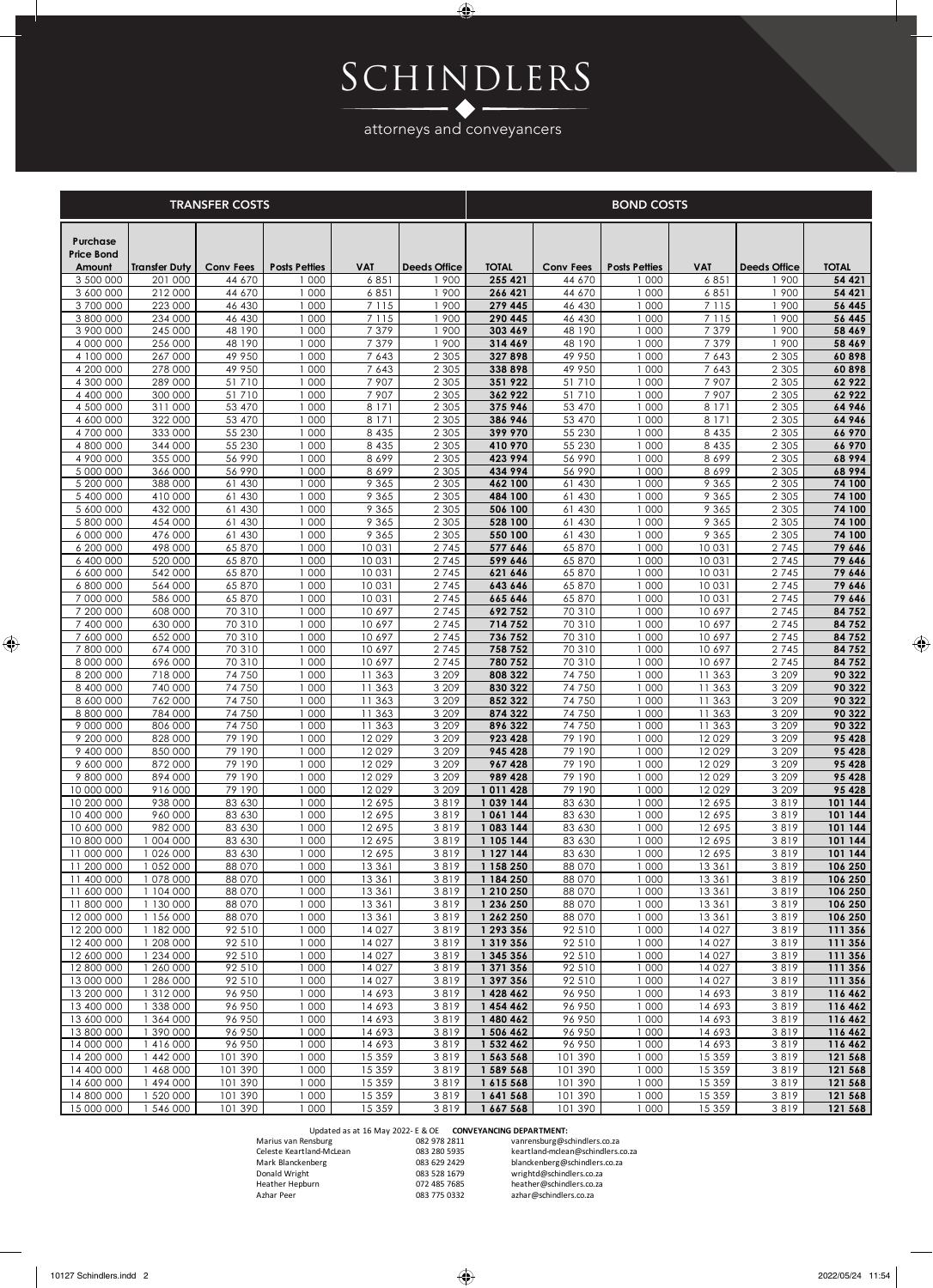# SCHINDLERS

attorneys and conveyancers

| TRANSFER COSTS | | | | | | | BOND COSTS | | | | | |
|---|---|---|---|---|---|---|---|---|---|---|---|---|
| Purchase Price Bond Amount | Transfer Duty | Conv Fees | Posts Petties | VAT | Deeds Office | TOTAL | Conv Fees | Posts Petties | VAT | Deeds Office | TOTAL |
| 3 500 000 | 201 000 | 44 670 | 1 000 | 6 851 | 1 900 | **255 421** | 44 670 | 1 000 | 6 851 | 1 900 | **54 421** |
| 3 600 000 | 212 000 | 44 670 | 1 000 | 6 851 | 1 900 | **266 421** | 44 670 | 1 000 | 6 851 | 1 900 | **54 421** |
| 3 700 000 | 223 000 | 46 430 | 1 000 | 7 115 | 1 900 | **279 445** | 46 430 | 1 000 | 7 115 | 1 900 | **56 445** |
| 3 800 000 | 234 000 | 46 430 | 1 000 | 7 115 | 1 900 | **290 445** | 46 430 | 1 000 | 7 115 | 1 900 | **56 445** |
| 3 900 000 | 245 000 | 48 190 | 1 000 | 7 379 | 1 900 | **303 469** | 48 190 | 1 000 | 7 379 | 1 900 | **58 469** |
| 4 000 000 | 256 000 | 48 190 | 1 000 | 7 379 | 1 900 | **314 469** | 48 190 | 1 000 | 7 379 | 1 900 | **58 469** |
| 4 100 000 | 267 000 | 49 950 | 1 000 | 7 643 | 2 305 | **327 898** | 49 950 | 1 000 | 7 643 | 2 305 | **60 898** |
| 4 200 000 | 278 000 | 49 950 | 1 000 | 7 643 | 2 305 | **338 898** | 49 950 | 1 000 | 7 643 | 2 305 | **60 898** |
| 4 300 000 | 289 000 | 51 710 | 1 000 | 7 907 | 2 305 | **351 922** | 51 710 | 1 000 | 7 907 | 2 305 | **62 922** |
| 4 400 000 | 300 000 | 51 710 | 1 000 | 7 907 | 2 305 | **362 922** | 51 710 | 1 000 | 7 907 | 2 305 | **62 922** |
| 4 500 000 | 311 000 | 53 470 | 1 000 | 8 171 | 2 305 | **375 946** | 53 470 | 1 000 | 8 171 | 2 305 | **64 946** |
| 4 600 000 | 322 000 | 53 470 | 1 000 | 8 171 | 2 305 | **386 946** | 53 470 | 1 000 | 8 171 | 2 305 | **64 946** |
| 4 700 000 | 333 000 | 55 230 | 1 000 | 8 435 | 2 305 | **399 970** | 55 230 | 1 000 | 8 435 | 2 305 | **66 970** |
| 4 800 000 | 344 000 | 55 230 | 1 000 | 8 435 | 2 305 | **410 970** | 55 230 | 1 000 | 8 435 | 2 305 | **66 970** |
| 4 900 000 | 355 000 | 56 990 | 1 000 | 8 699 | 2 305 | **423 994** | 56 990 | 1 000 | 8 699 | 2 305 | **68 994** |
| 5 000 000 | 366 000 | 56 990 | 1 000 | 8 699 | 2 305 | **434 994** | 56 990 | 1 000 | 8 699 | 2 305 | **68 994** |
| 5 200 000 | 388 000 | 61 430 | 1 000 | 9 365 | 2 305 | **462 100** | 61 430 | 1 000 | 9 365 | 2 305 | **74 100** |
| 5 400 000 | 410 000 | 61 430 | 1 000 | 9 365 | 2 305 | **484 100** | 61 430 | 1 000 | 9 365 | 2 305 | **74 100** |
| 5 600 000 | 432 000 | 61 430 | 1 000 | 9 365 | 2 305 | **506 100** | 61 430 | 1 000 | 9 365 | 2 305 | **74 100** |
| 5 800 000 | 454 000 | 61 430 | 1 000 | 9 365 | 2 305 | **528 100** | 61 430 | 1 000 | 9 365 | 2 305 | **74 100** |
| 6 000 000 | 476 000 | 61 430 | 1 000 | 9 365 | 2 305 | **550 100** | 61 430 | 1 000 | 9 365 | 2 305 | **74 100** |
| 6 200 000 | 498 000 | 65 870 | 1 000 | 10 031 | 2 745 | **577 646** | 65 870 | 1 000 | 10 031 | 2 745 | **79 646** |
| 6 400 000 | 520 000 | 65 870 | 1 000 | 10 031 | 2 745 | **599 646** | 65 870 | 1 000 | 10 031 | 2 745 | **79 646** |
| 6 600 000 | 542 000 | 65 870 | 1 000 | 10 031 | 2 745 | **621 646** | 65 870 | 1 000 | 10 031 | 2 745 | **79 646** |
| 6 800 000 | 564 000 | 65 870 | 1 000 | 10 031 | 2 745 | **643 646** | 65 870 | 1 000 | 10 031 | 2 745 | **79 646** |
| 7 000 000 | 586 000 | 65 870 | 1 000 | 10 031 | 2 745 | **665 646** | 65 870 | 1 000 | 10 031 | 2 745 | **79 646** |
| 7 200 000 | 608 000 | 70 310 | 1 000 | 10 697 | 2 745 | **692 752** | 70 310 | 1 000 | 10 697 | 2 745 | **84 752** |
| 7 400 000 | 630 000 | 70 310 | 1 000 | 10 697 | 2 745 | **714 752** | 70 310 | 1 000 | 10 697 | 2 745 | **84 752** |
| 7 600 000 | 652 000 | 70 310 | 1 000 | 10 697 | 2 745 | **736 752** | 70 310 | 1 000 | 10 697 | 2 745 | **84 752** |
| 7 800 000 | 674 000 | 70 310 | 1 000 | 10 697 | 2 745 | **758 752** | 70 310 | 1 000 | 10 697 | 2 745 | **84 752** |
| 8 000 000 | 696 000 | 70 310 | 1 000 | 10 697 | 2 745 | **780 752** | 70 310 | 1 000 | 10 697 | 2 745 | **84 752** |
| 8 200 000 | 718 000 | 74 750 | 1 000 | 11 363 | 3 209 | **808 322** | 74 750 | 1 000 | 11 363 | 3 209 | **90 322** |
| 8 400 000 | 740 000 | 74 750 | 1 000 | 11 363 | 3 209 | **830 322** | 74 750 | 1 000 | 11 363 | 3 209 | **90 322** |
| 8 600 000 | 762 000 | 74 750 | 1 000 | 11 363 | 3 209 | **852 322** | 74 750 | 1 000 | 11 363 | 3 209 | **90 322** |
| 8 800 000 | 784 000 | 74 750 | 1 000 | 11 363 | 3 209 | **874 322** | 74 750 | 1 000 | 11 363 | 3 209 | **90 322** |
| 9 000 000 | 806 000 | 74 750 | 1 000 | 11 363 | 3 209 | **896 322** | 74 750 | 1 000 | 11 363 | 3 209 | **90 322** |
| 9 200 000 | 828 000 | 79 190 | 1 000 | 12 029 | 3 209 | **923 428** | 79 190 | 1 000 | 12 029 | 3 209 | **95 428** |
| 9 400 000 | 850 000 | 79 190 | 1 000 | 12 029 | 3 209 | **945 428** | 79 190 | 1 000 | 12 029 | 3 209 | **95 428** |
| 9 600 000 | 872 000 | 79 190 | 1 000 | 12 029 | 3 209 | **967 428** | 79 190 | 1 000 | 12 029 | 3 209 | **95 428** |
| 9 800 000 | 894 000 | 79 190 | 1 000 | 12 029 | 3 209 | **989 428** | 79 190 | 1 000 | 12 029 | 3 209 | **95 428** |
| 10 000 000 | 916 000 | 79 190 | 1 000 | 12 029 | 3 209 | **1 011 428** | 79 190 | 1 000 | 12 029 | 3 209 | **95 428** |
| 10 200 000 | 938 000 | 83 630 | 1 000 | 12 695 | 3 819 | **1 039 144** | 83 630 | 1 000 | 12 695 | 3 819 | **101 144** |
| 10 400 000 | 960 000 | 83 630 | 1 000 | 12 695 | 3 819 | **1 061 144** | 83 630 | 1 000 | 12 695 | 3 819 | **101 144** |
| 10 600 000 | 982 000 | 83 630 | 1 000 | 12 695 | 3 819 | **1 083 144** | 83 630 | 1 000 | 12 695 | 3 819 | **101 144** |
| 10 800 000 | 1 004 000 | 83 630 | 1 000 | 12 695 | 3 819 | **1 105 144** | 83 630 | 1 000 | 12 695 | 3 819 | **101 144** |
| 11 000 000 | 1 026 000 | 83 630 | 1 000 | 12 695 | 3 819 | **1 127 144** | 83 630 | 1 000 | 12 695 | 3 819 | **101 144** |
| 11 200 000 | 1 052 000 | 88 070 | 1 000 | 13 361 | 3 819 | **1 158 250** | 88 070 | 1 000 | 13 361 | 3 819 | **106 250** |
| 11 400 000 | 1 078 000 | 88 070 | 1 000 | 13 361 | 3 819 | **1 184 250** | 88 070 | 1 000 | 13 361 | 3 819 | **106 250** |
| 11 600 000 | 1 104 000 | 88 070 | 1 000 | 13 361 | 3 819 | **1 210 250** | 88 070 | 1 000 | 13 361 | 3 819 | **106 250** |
| 11 800 000 | 1 130 000 | 88 070 | 1 000 | 13 361 | 3 819 | **1 236 250** | 88 070 | 1 000 | 13 361 | 3 819 | **106 250** |
| 12 000 000 | 1 156 000 | 88 070 | 1 000 | 13 361 | 3 819 | **1 262 250** | 88 070 | 1 000 | 13 361 | 3 819 | **106 250** |
| 12 200 000 | 1 182 000 | 92 510 | 1 000 | 14 027 | 3 819 | **1 293 356** | 92 510 | 1 000 | 14 027 | 3 819 | **111 356** |
| 12 400 000 | 1 208 000 | 92 510 | 1 000 | 14 027 | 3 819 | **1 319 356** | 92 510 | 1 000 | 14 027 | 3 819 | **111 356** |
| 12 600 000 | 1 234 000 | 92 510 | 1 000 | 14 027 | 3 819 | **1 345 356** | 92 510 | 1 000 | 14 027 | 3 819 | **111 356** |
| 12 800 000 | 1 260 000 | 92 510 | 1 000 | 14 027 | 3 819 | **1 371 356** | 92 510 | 1 000 | 14 027 | 3 819 | **111 356** |
| 13 000 000 | 1 286 000 | 92 510 | 1 000 | 14 027 | 3 819 | **1 397 356** | 92 510 | 1 000 | 14 027 | 3 819 | **111 356** |
| 13 200 000 | 1 312 000 | 96 950 | 1 000 | 14 693 | 3 819 | **1 428 462** | 96 950 | 1 000 | 14 693 | 3 819 | **116 462** |
| 13 400 000 | 1 338 000 | 96 950 | 1 000 | 14 693 | 3 819 | **1 454 462** | 96 950 | 1 000 | 14 693 | 3 819 | **116 462** |
| 13 600 000 | 1 364 000 | 96 950 | 1 000 | 14 693 | 3 819 | **1 480 462** | 96 950 | 1 000 | 14 693 | 3 819 | **116 462** |
| 13 800 000 | 1 390 000 | 96 950 | 1 000 | 14 693 | 3 819 | **1 506 462** | 96 950 | 1 000 | 14 693 | 3 819 | **116 462** |
| 14 000 000 | 1 416 000 | 96 950 | 1 000 | 14 693 | 3 819 | **1 532 462** | 96 950 | 1 000 | 14 693 | 3 819 | **116 462** |
| 14 200 000 | 1 442 000 | 101 390 | 1 000 | 15 359 | 3 819 | **1 563 568** | 101 390 | 1 000 | 15 359 | 3 819 | **121 568** |
| 14 400 000 | 1 468 000 | 101 390 | 1 000 | 15 359 | 3 819 | **1 589 568** | 101 390 | 1 000 | 15 359 | 3 819 | **121 568** |
| 14 600 000 | 1 494 000 | 101 390 | 1 000 | 15 359 | 3 819 | **1 615 568** | 101 390 | 1 000 | 15 359 | 3 819 | **121 568** |
| 14 800 000 | 1 520 000 | 101 390 | 1 000 | 15 359 | 3 819 | **1 641 568** | 101 390 | 1 000 | 15 359 | 3 819 | **121 568** |
| 15 000 000 | 1 546 000 | 101 390 | 1 000 | 15 359 | 3 819 | **1 667 568** | 101 390 | 1 000 | 15 359 | 3 819 | **121 568** |

Updated as at 16 May 2022- E & OE **CONVEYANCING DEPARTMENT:**

| | | |
|---|---|---|
| Marius van Rensburg | 082 978 2811 | vanrensburg@schindlers.co.za |
| Celeste Keartland-McLean | 083 280 5935 | keartland-mclean@schindlers.co.za |
| Mark Blanckenberg | 083 629 2429 | blanckenberg@schindlers.co.za |
| Donald Wright | 083 528 1679 | wrightd@schindlers.co.za |
| Heather Hepburn | 072 485 7685 | heather@schindlers.co.za |
| Azhar Peer | 083 775 0332 | azhar@schindlers.co.za |